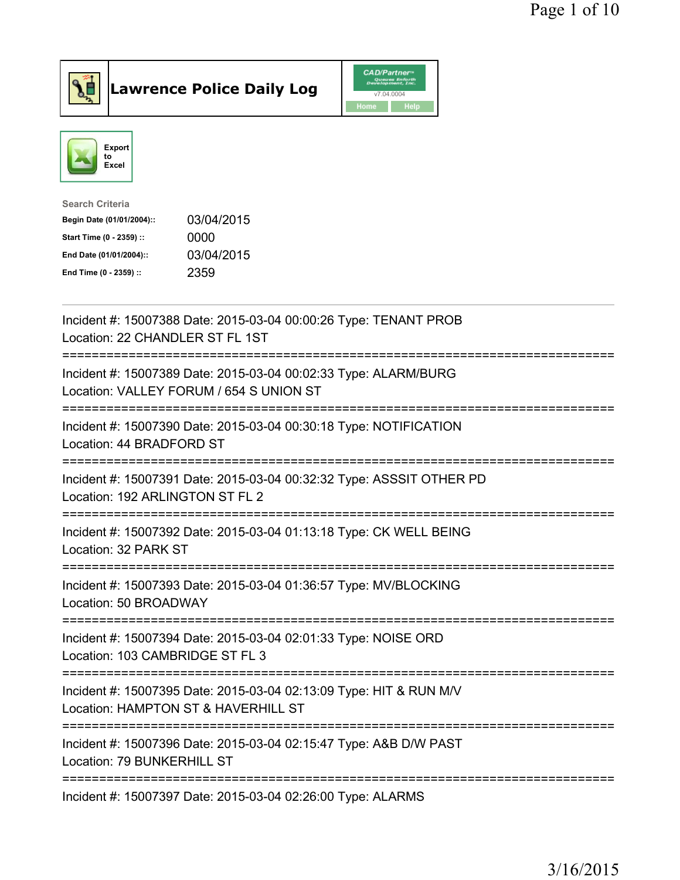# Lawrence Police Daily Log

Export to Excel

**Search Criteria**

| | |
|---|---|
| Begin Date (01/01/2004):: | 03/04/2015 |
| Start Time (0 - 2359) :: | 0000 |
| End Date (01/01/2004):: | 03/04/2015 |
| End Time (0 - 2359) :: | 2359 |

---

Incident #: 15007388 Date: 2015-03-04 00:00:26 Type: TENANT PROB
Location: 22 CHANDLER ST FL 1ST

===========================================================================

Incident #: 15007389 Date: 2015-03-04 00:02:33 Type: ALARM/BURG
Location: VALLEY FORUM / 654 S UNION ST

===========================================================================

Incident #: 15007390 Date: 2015-03-04 00:30:18 Type: NOTIFICATION
Location: 44 BRADFORD ST

===========================================================================

Incident #: 15007391 Date: 2015-03-04 00:32:32 Type: ASSSIT OTHER PD
Location: 192 ARLINGTON ST FL 2

===========================================================================

Incident #: 15007392 Date: 2015-03-04 01:13:18 Type: CK WELL BEING
Location: 32 PARK ST

===========================================================================

Incident #: 15007393 Date: 2015-03-04 01:36:57 Type: MV/BLOCKING
Location: 50 BROADWAY

===========================================================================

Incident #: 15007394 Date: 2015-03-04 02:01:33 Type: NOISE ORD
Location: 103 CAMBRIDGE ST FL 3

===========================================================================

Incident #: 15007395 Date: 2015-03-04 02:13:09 Type: HIT & RUN M/V
Location: HAMPTON ST & HAVERHILL ST

===========================================================================

Incident #: 15007396 Date: 2015-03-04 02:15:47 Type: A&B D/W PAST
Location: 79 BUNKERHILL ST

===========================================================================

Incident #: 15007397 Date: 2015-03-04 02:26:00 Type: ALARMS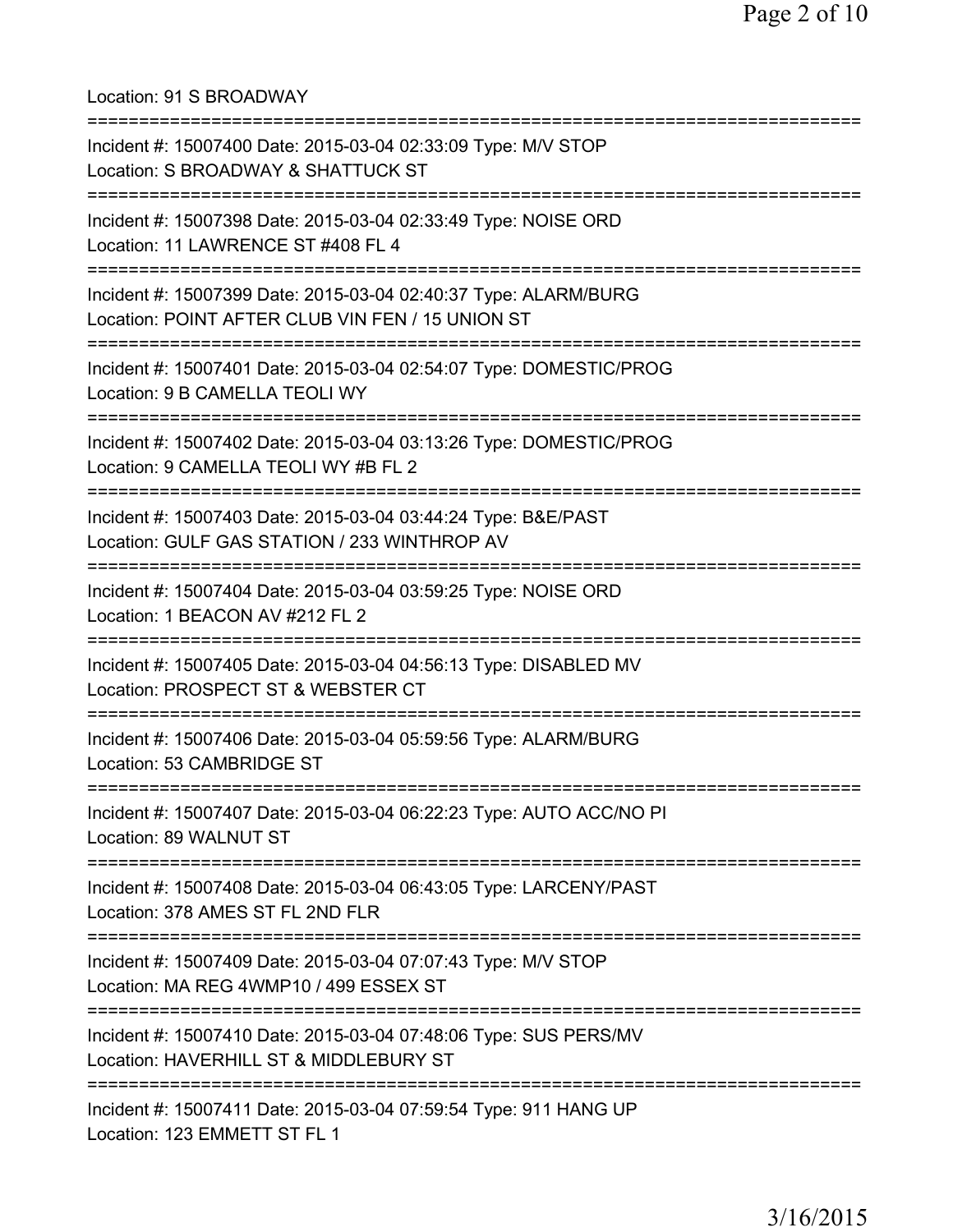Location: 91 S BROADWAY

===========================================================================

Incident #: 15007400 Date: 2015-03-04 02:33:09 Type: M/V STOP
Location: S BROADWAY & SHATTUCK ST

===========================================================================

Incident #: 15007398 Date: 2015-03-04 02:33:49 Type: NOISE ORD
Location: 11 LAWRENCE ST #408 FL 4

===========================================================================

Incident #: 15007399 Date: 2015-03-04 02:40:37 Type: ALARM/BURG
Location: POINT AFTER CLUB VIN FEN / 15 UNION ST

===========================================================================

Incident #: 15007401 Date: 2015-03-04 02:54:07 Type: DOMESTIC/PROG
Location: 9 B CAMELLA TEOLI WY

===========================================================================

Incident #: 15007402 Date: 2015-03-04 03:13:26 Type: DOMESTIC/PROG
Location: 9 CAMELLA TEOLI WY #B FL 2

===========================================================================

Incident #: 15007403 Date: 2015-03-04 03:44:24 Type: B&E/PAST
Location: GULF GAS STATION / 233 WINTHROP AV

===========================================================================

Incident #: 15007404 Date: 2015-03-04 03:59:25 Type: NOISE ORD
Location: 1 BEACON AV #212 FL 2

===========================================================================

Incident #: 15007405 Date: 2015-03-04 04:56:13 Type: DISABLED MV
Location: PROSPECT ST & WEBSTER CT

===========================================================================

Incident #: 15007406 Date: 2015-03-04 05:59:56 Type: ALARM/BURG
Location: 53 CAMBRIDGE ST

===========================================================================

Incident #: 15007407 Date: 2015-03-04 06:22:23 Type: AUTO ACC/NO PI
Location: 89 WALNUT ST

===========================================================================

Incident #: 15007408 Date: 2015-03-04 06:43:05 Type: LARCENY/PAST
Location: 378 AMES ST FL 2ND FLR

===========================================================================

Incident #: 15007409 Date: 2015-03-04 07:07:43 Type: M/V STOP
Location: MA REG 4WMP10 / 499 ESSEX ST

===========================================================================

Incident #: 15007410 Date: 2015-03-04 07:48:06 Type: SUS PERS/MV
Location: HAVERHILL ST & MIDDLEBURY ST

===========================================================================

Incident #: 15007411 Date: 2015-03-04 07:59:54 Type: 911 HANG UP
Location: 123 EMMETT ST FL 1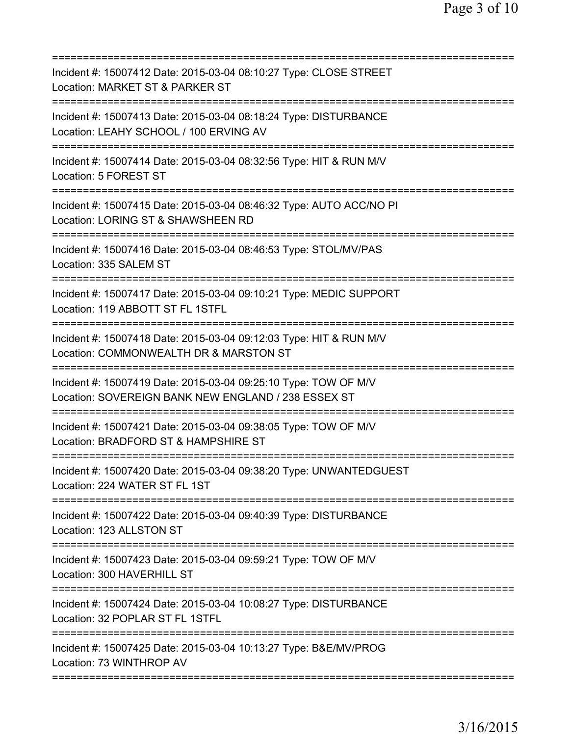===========================================================================
Incident #: 15007412 Date: 2015-03-04 08:10:27 Type: CLOSE STREET
Location: MARKET ST & PARKER ST
===========================================================================
Incident #: 15007413 Date: 2015-03-04 08:18:24 Type: DISTURBANCE
Location: LEAHY SCHOOL / 100 ERVING AV
===========================================================================
Incident #: 15007414 Date: 2015-03-04 08:32:56 Type: HIT & RUN M/V
Location: 5 FOREST ST
===========================================================================
Incident #: 15007415 Date: 2015-03-04 08:46:32 Type: AUTO ACC/NO PI
Location: LORING ST & SHAWSHEEN RD
===========================================================================
Incident #: 15007416 Date: 2015-03-04 08:46:53 Type: STOL/MV/PAS
Location: 335 SALEM ST
===========================================================================
Incident #: 15007417 Date: 2015-03-04 09:10:21 Type: MEDIC SUPPORT
Location: 119 ABBOTT ST FL 1STFL
===========================================================================
Incident #: 15007418 Date: 2015-03-04 09:12:03 Type: HIT & RUN M/V
Location: COMMONWEALTH DR & MARSTON ST
===========================================================================
Incident #: 15007419 Date: 2015-03-04 09:25:10 Type: TOW OF M/V
Location: SOVEREIGN BANK NEW ENGLAND / 238 ESSEX ST
===========================================================================
Incident #: 15007421 Date: 2015-03-04 09:38:05 Type: TOW OF M/V
Location: BRADFORD ST & HAMPSHIRE ST
===========================================================================
Incident #: 15007420 Date: 2015-03-04 09:38:20 Type: UNWANTEDGUEST
Location: 224 WATER ST FL 1ST
===========================================================================
Incident #: 15007422 Date: 2015-03-04 09:40:39 Type: DISTURBANCE
Location: 123 ALLSTON ST
===========================================================================
Incident #: 15007423 Date: 2015-03-04 09:59:21 Type: TOW OF M/V
Location: 300 HAVERHILL ST
===========================================================================
Incident #: 15007424 Date: 2015-03-04 10:08:27 Type: DISTURBANCE
Location: 32 POPLAR ST FL 1STFL
===========================================================================
Incident #: 15007425 Date: 2015-03-04 10:13:27 Type: B&E/MV/PROG
Location: 73 WINTHROP AV
===========================================================================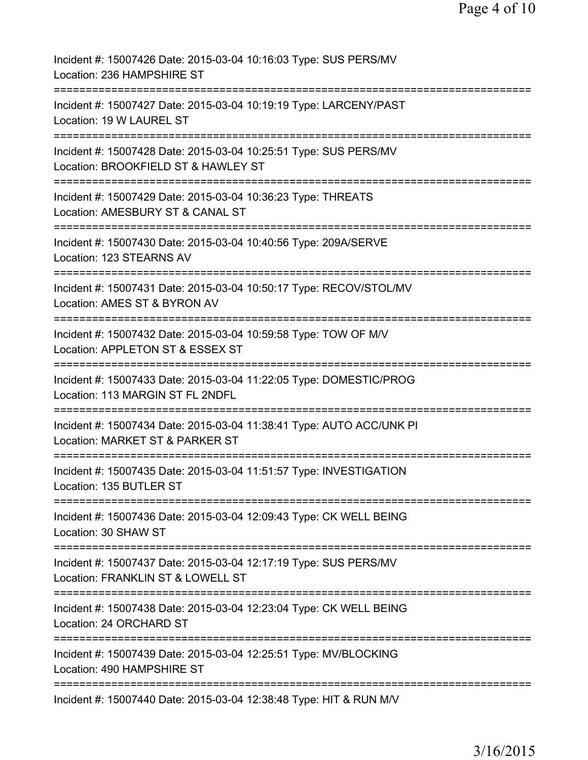Incident #: 15007426 Date: 2015-03-04 10:16:03 Type: SUS PERS/MV
Location: 236 HAMPSHIRE ST
===========================================================================
Incident #: 15007427 Date: 2015-03-04 10:19:19 Type: LARCENY/PAST
Location: 19 W LAUREL ST
===========================================================================
Incident #: 15007428 Date: 2015-03-04 10:25:51 Type: SUS PERS/MV
Location: BROOKFIELD ST & HAWLEY ST
===========================================================================
Incident #: 15007429 Date: 2015-03-04 10:36:23 Type: THREATS
Location: AMESBURY ST & CANAL ST
===========================================================================
Incident #: 15007430 Date: 2015-03-04 10:40:56 Type: 209A/SERVE
Location: 123 STEARNS AV
===========================================================================
Incident #: 15007431 Date: 2015-03-04 10:50:17 Type: RECOV/STOL/MV
Location: AMES ST & BYRON AV
===========================================================================
Incident #: 15007432 Date: 2015-03-04 10:59:58 Type: TOW OF M/V
Location: APPLETON ST & ESSEX ST
===========================================================================
Incident #: 15007433 Date: 2015-03-04 11:22:05 Type: DOMESTIC/PROG
Location: 113 MARGIN ST FL 2NDFL
===========================================================================
Incident #: 15007434 Date: 2015-03-04 11:38:41 Type: AUTO ACC/UNK PI
Location: MARKET ST & PARKER ST
===========================================================================
Incident #: 15007435 Date: 2015-03-04 11:51:57 Type: INVESTIGATION
Location: 135 BUTLER ST
===========================================================================
Incident #: 15007436 Date: 2015-03-04 12:09:43 Type: CK WELL BEING
Location: 30 SHAW ST
===========================================================================
Incident #: 15007437 Date: 2015-03-04 12:17:19 Type: SUS PERS/MV
Location: FRANKLIN ST & LOWELL ST
===========================================================================
Incident #: 15007438 Date: 2015-03-04 12:23:04 Type: CK WELL BEING
Location: 24 ORCHARD ST
===========================================================================
Incident #: 15007439 Date: 2015-03-04 12:25:51 Type: MV/BLOCKING
Location: 490 HAMPSHIRE ST
===========================================================================
Incident #: 15007440 Date: 2015-03-04 12:38:48 Type: HIT & RUN M/V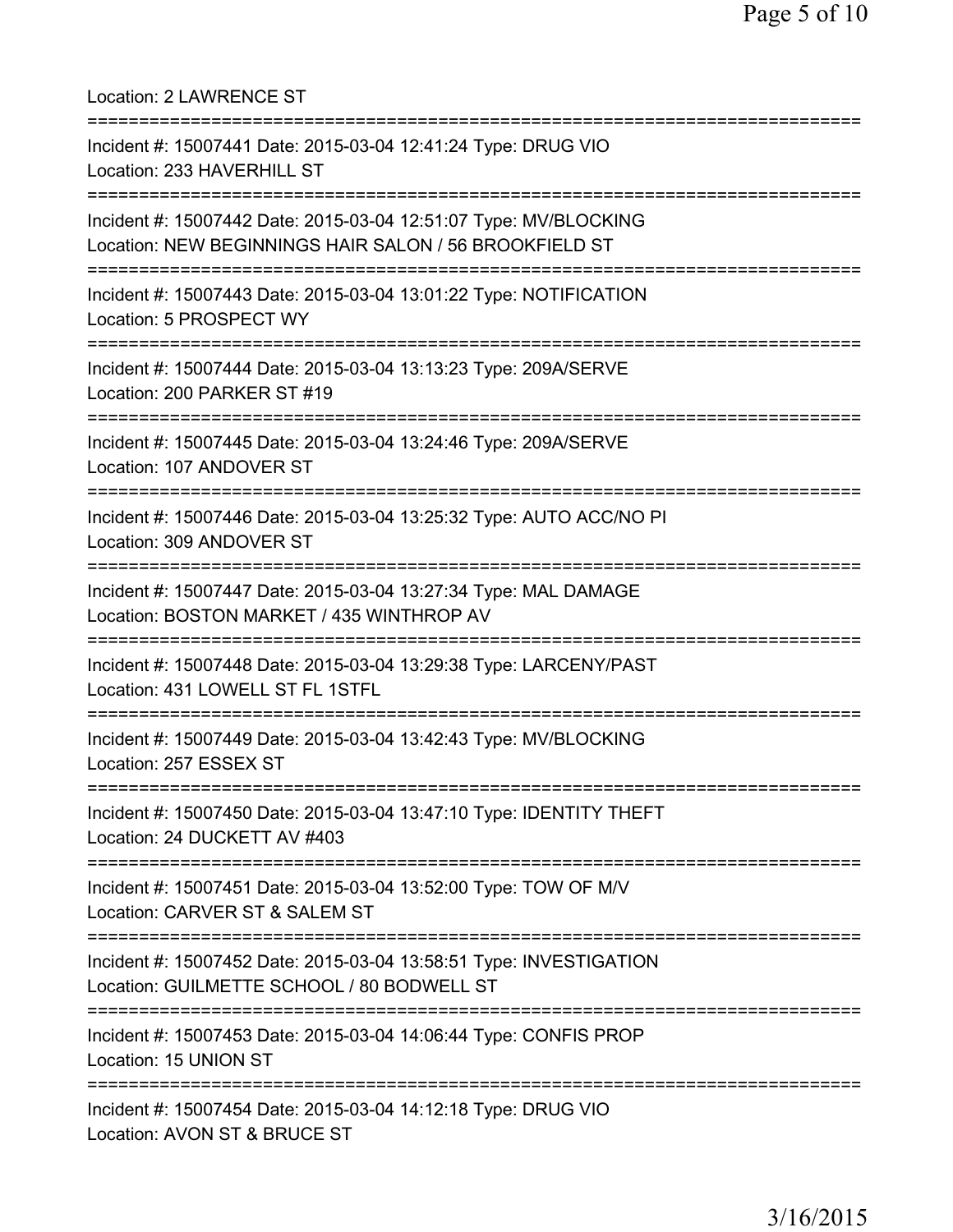Location: 2 LAWRENCE ST

===========================================================================

Incident #: 15007441 Date: 2015-03-04 12:41:24 Type: DRUG VIO
Location: 233 HAVERHILL ST

===========================================================================

Incident #: 15007442 Date: 2015-03-04 12:51:07 Type: MV/BLOCKING
Location: NEW BEGINNINGS HAIR SALON / 56 BROOKFIELD ST

===========================================================================

Incident #: 15007443 Date: 2015-03-04 13:01:22 Type: NOTIFICATION
Location: 5 PROSPECT WY

===========================================================================

Incident #: 15007444 Date: 2015-03-04 13:13:23 Type: 209A/SERVE
Location: 200 PARKER ST #19

===========================================================================

Incident #: 15007445 Date: 2015-03-04 13:24:46 Type: 209A/SERVE
Location: 107 ANDOVER ST

===========================================================================

Incident #: 15007446 Date: 2015-03-04 13:25:32 Type: AUTO ACC/NO PI
Location: 309 ANDOVER ST

===========================================================================

Incident #: 15007447 Date: 2015-03-04 13:27:34 Type: MAL DAMAGE
Location: BOSTON MARKET / 435 WINTHROP AV

===========================================================================

Incident #: 15007448 Date: 2015-03-04 13:29:38 Type: LARCENY/PAST
Location: 431 LOWELL ST FL 1STFL

===========================================================================

Incident #: 15007449 Date: 2015-03-04 13:42:43 Type: MV/BLOCKING
Location: 257 ESSEX ST

===========================================================================

Incident #: 15007450 Date: 2015-03-04 13:47:10 Type: IDENTITY THEFT
Location: 24 DUCKETT AV #403

===========================================================================

Incident #: 15007451 Date: 2015-03-04 13:52:00 Type: TOW OF M/V
Location: CARVER ST & SALEM ST

===========================================================================

Incident #: 15007452 Date: 2015-03-04 13:58:51 Type: INVESTIGATION
Location: GUILMETTE SCHOOL / 80 BODWELL ST

===========================================================================

Incident #: 15007453 Date: 2015-03-04 14:06:44 Type: CONFIS PROP
Location: 15 UNION ST

===========================================================================

Incident #: 15007454 Date: 2015-03-04 14:12:18 Type: DRUG VIO
Location: AVON ST & BRUCE ST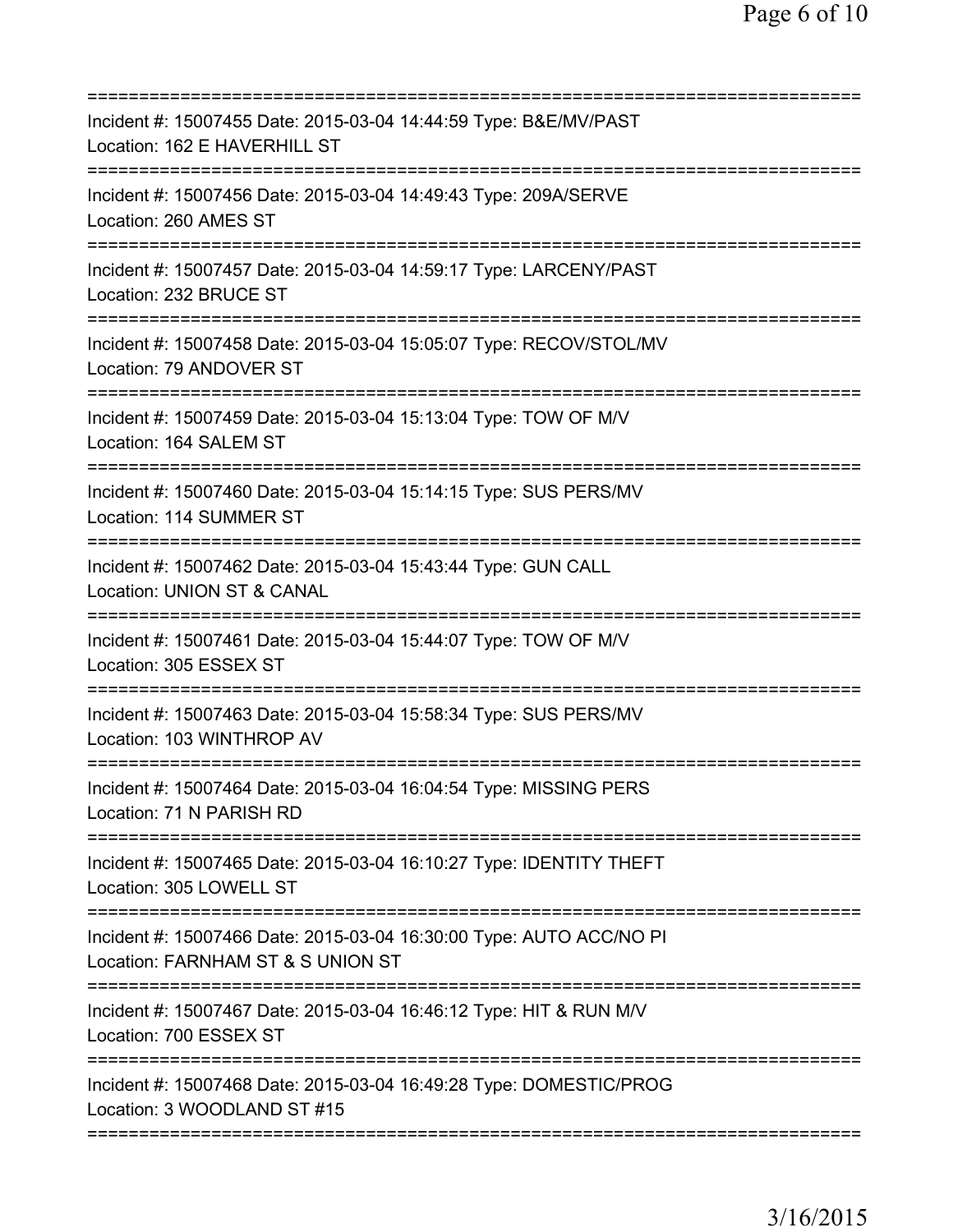Incident #: 15007455 Date: 2015-03-04 14:44:59 Type: B&E/MV/PAST
Location: 162 E HAVERHILL ST

Incident #: 15007456 Date: 2015-03-04 14:49:43 Type: 209A/SERVE
Location: 260 AMES ST

Incident #: 15007457 Date: 2015-03-04 14:59:17 Type: LARCENY/PAST
Location: 232 BRUCE ST

Incident #: 15007458 Date: 2015-03-04 15:05:07 Type: RECOV/STOL/MV
Location: 79 ANDOVER ST

Incident #: 15007459 Date: 2015-03-04 15:13:04 Type: TOW OF M/V
Location: 164 SALEM ST

Incident #: 15007460 Date: 2015-03-04 15:14:15 Type: SUS PERS/MV
Location: 114 SUMMER ST

Incident #: 15007462 Date: 2015-03-04 15:43:44 Type: GUN CALL
Location: UNION ST & CANAL

Incident #: 15007461 Date: 2015-03-04 15:44:07 Type: TOW OF M/V
Location: 305 ESSEX ST

Incident #: 15007463 Date: 2015-03-04 15:58:34 Type: SUS PERS/MV
Location: 103 WINTHROP AV

Incident #: 15007464 Date: 2015-03-04 16:04:54 Type: MISSING PERS
Location: 71 N PARISH RD

Incident #: 15007465 Date: 2015-03-04 16:10:27 Type: IDENTITY THEFT
Location: 305 LOWELL ST

Incident #: 15007466 Date: 2015-03-04 16:30:00 Type: AUTO ACC/NO PI
Location: FARNHAM ST & S UNION ST

Incident #: 15007467 Date: 2015-03-04 16:46:12 Type: HIT & RUN M/V
Location: 700 ESSEX ST

Incident #: 15007468 Date: 2015-03-04 16:49:28 Type: DOMESTIC/PROG
Location: 3 WOODLAND ST #15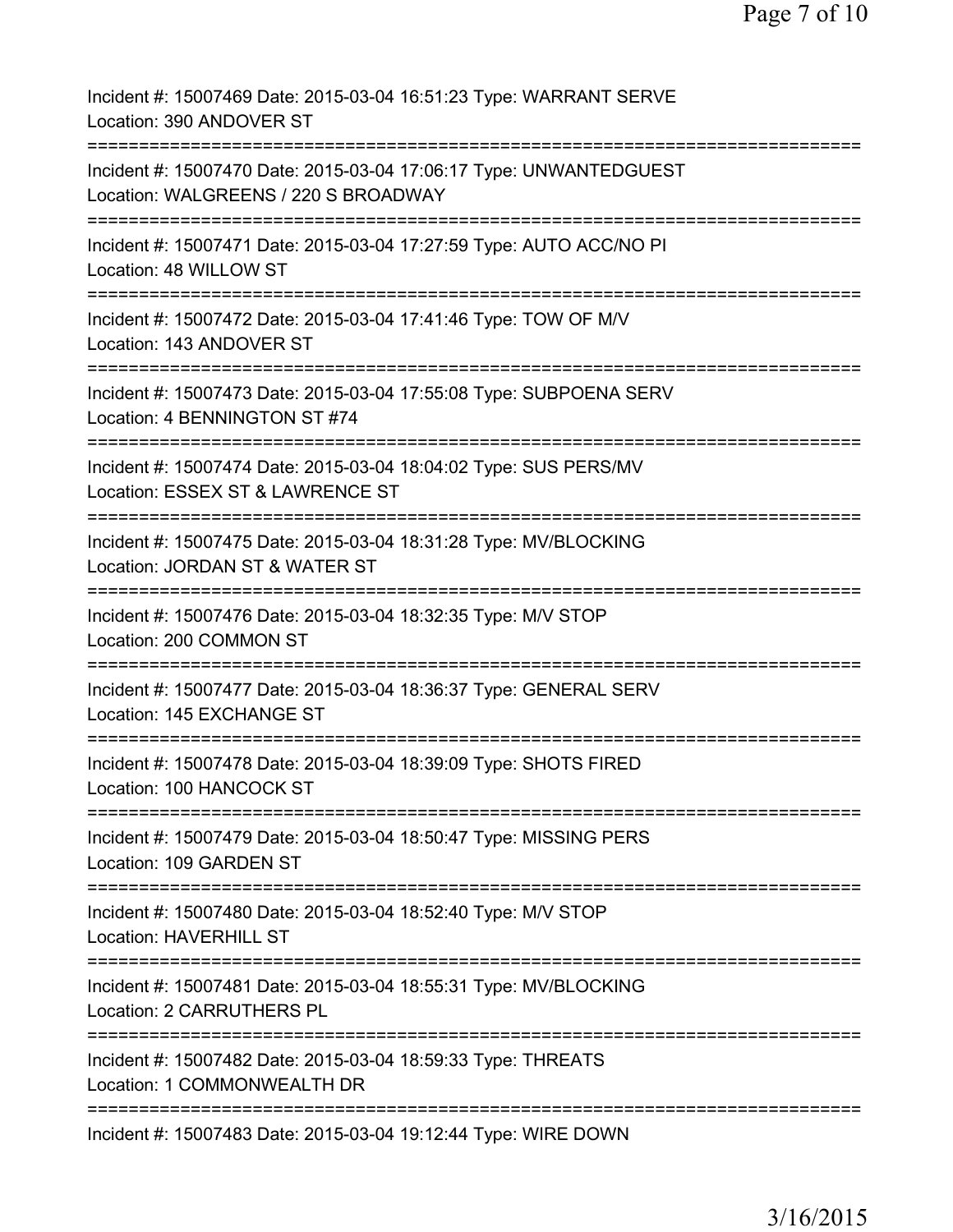Incident #: 15007469 Date: 2015-03-04 16:51:23 Type: WARRANT SERVE
Location: 390 ANDOVER ST

===========================================================================

Incident #: 15007470 Date: 2015-03-04 17:06:17 Type: UNWANTEDGUEST
Location: WALGREENS / 220 S BROADWAY

===========================================================================

Incident #: 15007471 Date: 2015-03-04 17:27:59 Type: AUTO ACC/NO PI
Location: 48 WILLOW ST

===========================================================================

Incident #: 15007472 Date: 2015-03-04 17:41:46 Type: TOW OF M/V
Location: 143 ANDOVER ST

===========================================================================

Incident #: 15007473 Date: 2015-03-04 17:55:08 Type: SUBPOENA SERV
Location: 4 BENNINGTON ST #74

===========================================================================

Incident #: 15007474 Date: 2015-03-04 18:04:02 Type: SUS PERS/MV
Location: ESSEX ST & LAWRENCE ST

===========================================================================

Incident #: 15007475 Date: 2015-03-04 18:31:28 Type: MV/BLOCKING
Location: JORDAN ST & WATER ST

===========================================================================

Incident #: 15007476 Date: 2015-03-04 18:32:35 Type: M/V STOP
Location: 200 COMMON ST

===========================================================================

Incident #: 15007477 Date: 2015-03-04 18:36:37 Type: GENERAL SERV
Location: 145 EXCHANGE ST

===========================================================================

Incident #: 15007478 Date: 2015-03-04 18:39:09 Type: SHOTS FIRED
Location: 100 HANCOCK ST

===========================================================================

Incident #: 15007479 Date: 2015-03-04 18:50:47 Type: MISSING PERS
Location: 109 GARDEN ST

===========================================================================

Incident #: 15007480 Date: 2015-03-04 18:52:40 Type: M/V STOP
Location: HAVERHILL ST

===========================================================================

Incident #: 15007481 Date: 2015-03-04 18:55:31 Type: MV/BLOCKING
Location: 2 CARRUTHERS PL

===========================================================================

Incident #: 15007482 Date: 2015-03-04 18:59:33 Type: THREATS
Location: 1 COMMONWEALTH DR

===========================================================================

Incident #: 15007483 Date: 2015-03-04 19:12:44 Type: WIRE DOWN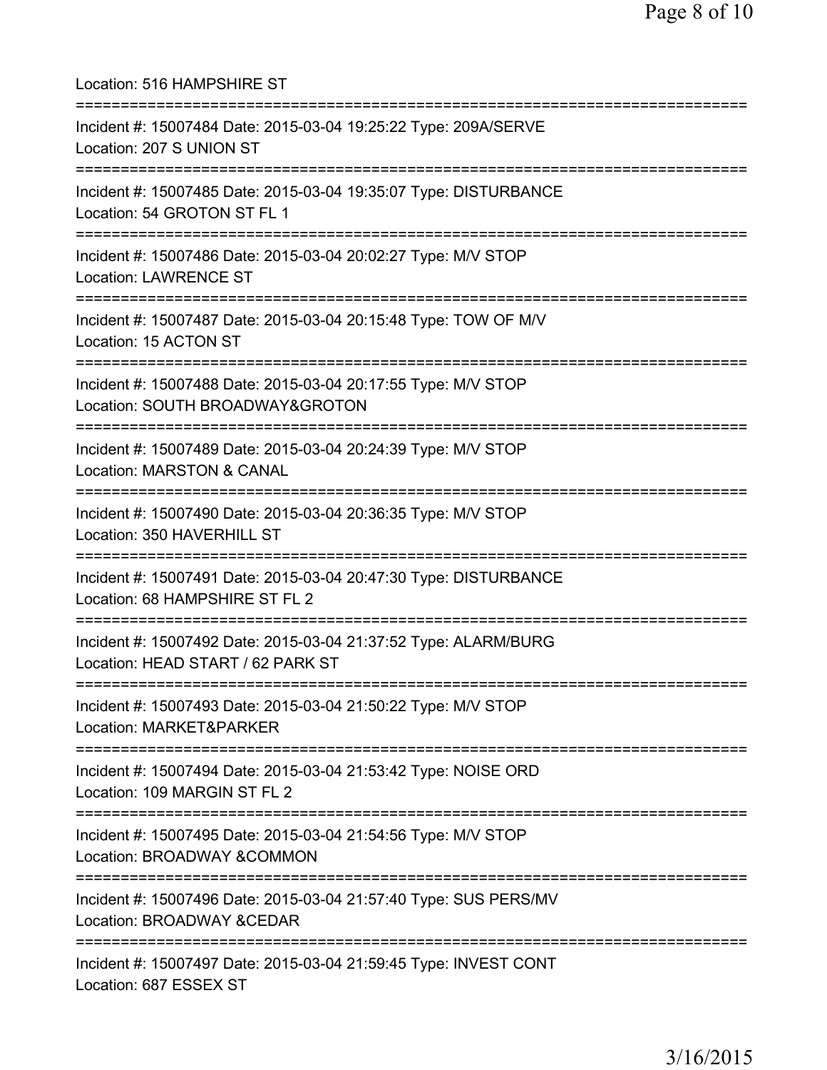Location: 516 HAMPSHIRE ST

===========================================================================

Incident #: 15007484 Date: 2015-03-04 19:25:22 Type: 209A/SERVE
Location: 207 S UNION ST

===========================================================================

Incident #: 15007485 Date: 2015-03-04 19:35:07 Type: DISTURBANCE
Location: 54 GROTON ST FL 1

===========================================================================

Incident #: 15007486 Date: 2015-03-04 20:02:27 Type: M/V STOP
Location: LAWRENCE ST

===========================================================================

Incident #: 15007487 Date: 2015-03-04 20:15:48 Type: TOW OF M/V
Location: 15 ACTON ST

===========================================================================

Incident #: 15007488 Date: 2015-03-04 20:17:55 Type: M/V STOP
Location: SOUTH BROADWAY&GROTON

===========================================================================

Incident #: 15007489 Date: 2015-03-04 20:24:39 Type: M/V STOP
Location: MARSTON & CANAL

===========================================================================

Incident #: 15007490 Date: 2015-03-04 20:36:35 Type: M/V STOP
Location: 350 HAVERHILL ST

===========================================================================

Incident #: 15007491 Date: 2015-03-04 20:47:30 Type: DISTURBANCE
Location: 68 HAMPSHIRE ST FL 2

===========================================================================

Incident #: 15007492 Date: 2015-03-04 21:37:52 Type: ALARM/BURG
Location: HEAD START / 62 PARK ST

===========================================================================

Incident #: 15007493 Date: 2015-03-04 21:50:22 Type: M/V STOP
Location: MARKET&PARKER

===========================================================================

Incident #: 15007494 Date: 2015-03-04 21:53:42 Type: NOISE ORD
Location: 109 MARGIN ST FL 2

===========================================================================

Incident #: 15007495 Date: 2015-03-04 21:54:56 Type: M/V STOP
Location: BROADWAY &COMMON

===========================================================================

Incident #: 15007496 Date: 2015-03-04 21:57:40 Type: SUS PERS/MV
Location: BROADWAY &CEDAR

===========================================================================

Incident #: 15007497 Date: 2015-03-04 21:59:45 Type: INVEST CONT
Location: 687 ESSEX ST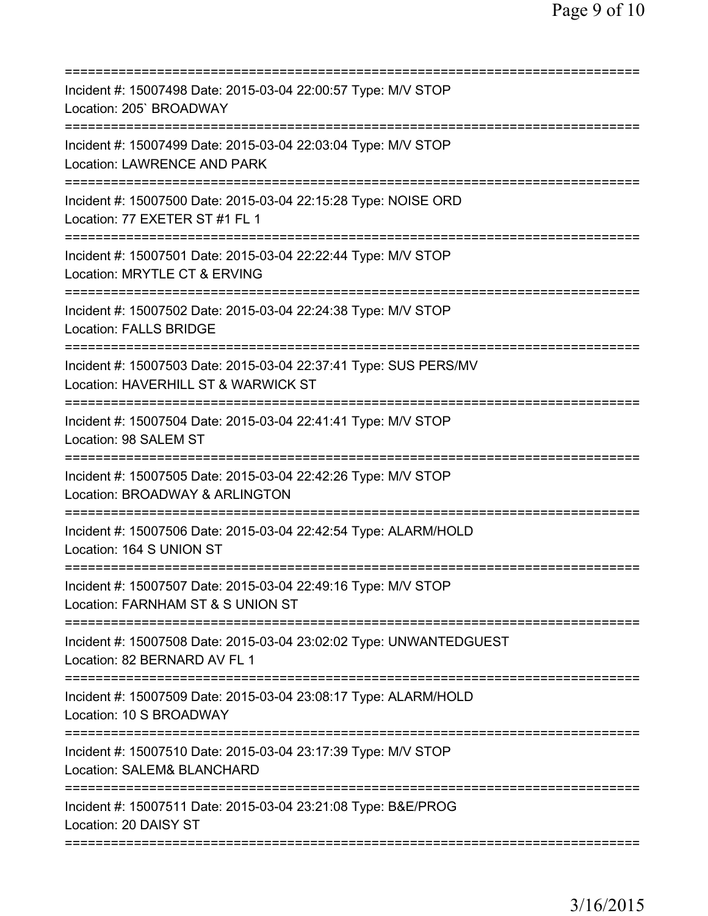===========================================================================

Incident #: 15007498 Date: 2015-03-04 22:00:57 Type: M/V STOP
Location: 205` BROADWAY

===========================================================================

Incident #: 15007499 Date: 2015-03-04 22:03:04 Type: M/V STOP
Location: LAWRENCE AND PARK

===========================================================================

Incident #: 15007500 Date: 2015-03-04 22:15:28 Type: NOISE ORD
Location: 77 EXETER ST #1 FL 1

===========================================================================

Incident #: 15007501 Date: 2015-03-04 22:22:44 Type: M/V STOP
Location: MRYTLE CT & ERVING

===========================================================================

Incident #: 15007502 Date: 2015-03-04 22:24:38 Type: M/V STOP
Location: FALLS BRIDGE

===========================================================================

Incident #: 15007503 Date: 2015-03-04 22:37:41 Type: SUS PERS/MV
Location: HAVERHILL ST & WARWICK ST

===========================================================================

Incident #: 15007504 Date: 2015-03-04 22:41:41 Type: M/V STOP
Location: 98 SALEM ST

===========================================================================

Incident #: 15007505 Date: 2015-03-04 22:42:26 Type: M/V STOP
Location: BROADWAY & ARLINGTON

===========================================================================

Incident #: 15007506 Date: 2015-03-04 22:42:54 Type: ALARM/HOLD
Location: 164 S UNION ST

===========================================================================

Incident #: 15007507 Date: 2015-03-04 22:49:16 Type: M/V STOP
Location: FARNHAM ST & S UNION ST

===========================================================================

Incident #: 15007508 Date: 2015-03-04 23:02:02 Type: UNWANTEDGUEST
Location: 82 BERNARD AV FL 1

===========================================================================

Incident #: 15007509 Date: 2015-03-04 23:08:17 Type: ALARM/HOLD
Location: 10 S BROADWAY

===========================================================================

Incident #: 15007510 Date: 2015-03-04 23:17:39 Type: M/V STOP
Location: SALEM& BLANCHARD

===========================================================================

Incident #: 15007511 Date: 2015-03-04 23:21:08 Type: B&E/PROG
Location: 20 DAISY ST

===========================================================================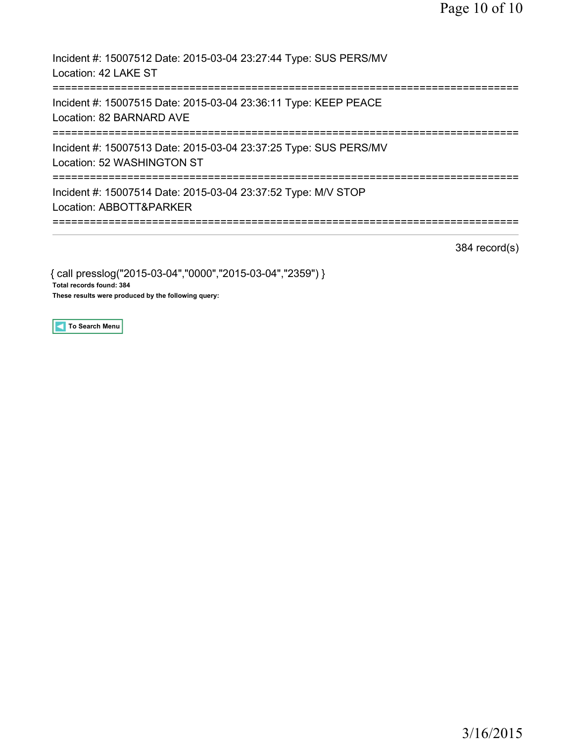Incident #: 15007512 Date: 2015-03-04 23:27:44 Type: SUS PERS/MV
Location: 42 LAKE ST

===========================================================================

Incident #: 15007515 Date: 2015-03-04 23:36:11 Type: KEEP PEACE
Location: 82 BARNARD AVE

===========================================================================

Incident #: 15007513 Date: 2015-03-04 23:37:25 Type: SUS PERS/MV
Location: 52 WASHINGTON ST

===========================================================================

Incident #: 15007514 Date: 2015-03-04 23:37:52 Type: M/V STOP
Location: ABBOTT&PARKER

===========================================================================

---

384 record(s)

{ call presslog("2015-03-04","0000","2015-03-04","2359") }

**Total records found: 384**

**These results were produced by the following query:**

To Search Menu